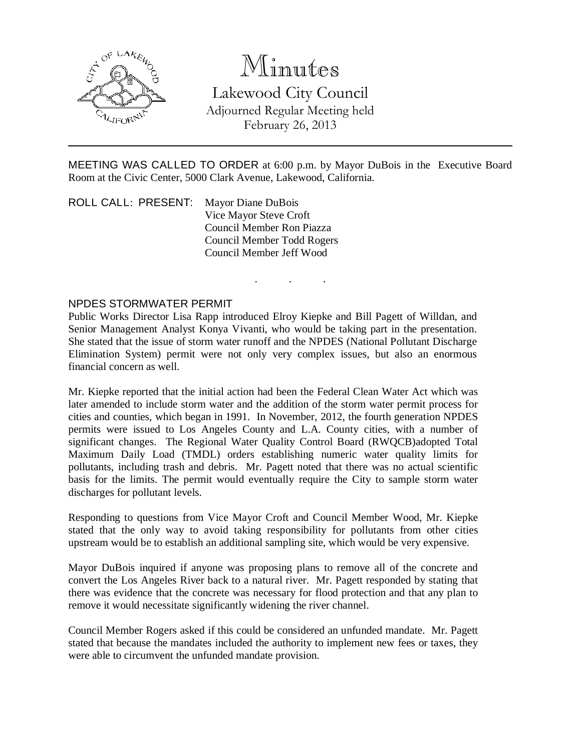# Minutes

## Lakewood City Council

Adjourned Regular Meeting held
February 26, 2013

---

MEETING WAS CALLED TO ORDER at 6:00 p.m. by Mayor DuBois in the Executive Board Room at the Civic Center, 5000 Clark Avenue, Lakewood, California.

ROLL CALL: PRESENT: Mayor Diane DuBois
Vice Mayor Steve Croft
Council Member Ron Piazza
Council Member Todd Rogers
Council Member Jeff Wood

. . .

NPDES STORMWATER PERMIT

Public Works Director Lisa Rapp introduced Elroy Kiepke and Bill Pagett of Willdan, and Senior Management Analyst Konya Vivanti, who would be taking part in the presentation. She stated that the issue of storm water runoff and the NPDES (National Pollutant Discharge Elimination System) permit were not only very complex issues, but also an enormous financial concern as well.

Mr. Kiepke reported that the initial action had been the Federal Clean Water Act which was later amended to include storm water and the addition of the storm water permit process for cities and counties, which began in 1991. In November, 2012, the fourth generation NPDES permits were issued to Los Angeles County and L.A. County cities, with a number of significant changes. The Regional Water Quality Control Board (RWQCB)adopted Total Maximum Daily Load (TMDL) orders establishing numeric water quality limits for pollutants, including trash and debris. Mr. Pagett noted that there was no actual scientific basis for the limits. The permit would eventually require the City to sample storm water discharges for pollutant levels.

Responding to questions from Vice Mayor Croft and Council Member Wood, Mr. Kiepke stated that the only way to avoid taking responsibility for pollutants from other cities upstream would be to establish an additional sampling site, which would be very expensive.

Mayor DuBois inquired if anyone was proposing plans to remove all of the concrete and convert the Los Angeles River back to a natural river. Mr. Pagett responded by stating that there was evidence that the concrete was necessary for flood protection and that any plan to remove it would necessitate significantly widening the river channel.

Council Member Rogers asked if this could be considered an unfunded mandate. Mr. Pagett stated that because the mandates included the authority to implement new fees or taxes, they were able to circumvent the unfunded mandate provision.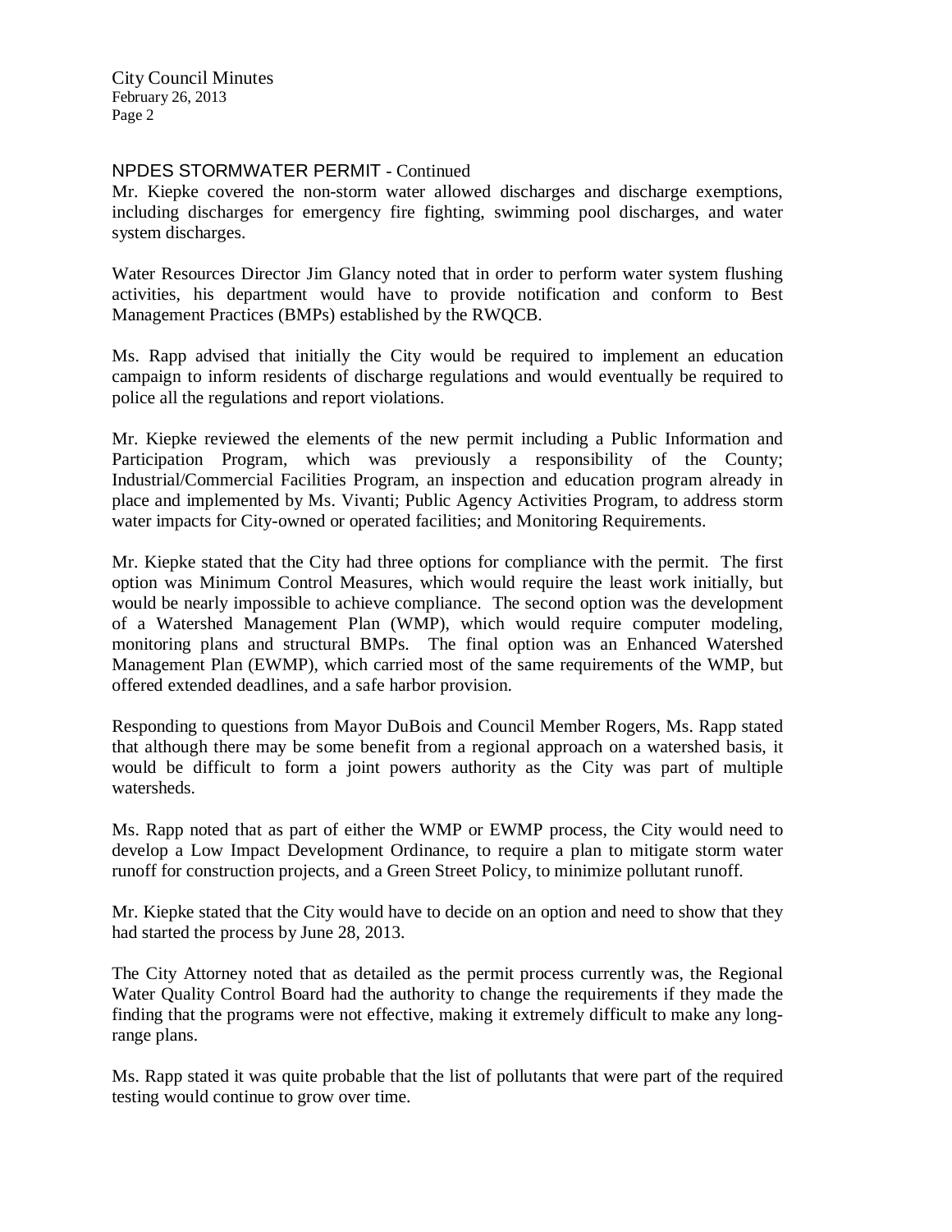## NPDES STORMWATER PERMIT - Continued

Mr. Kiepke covered the non-storm water allowed discharges and discharge exemptions, including discharges for emergency fire fighting, swimming pool discharges, and water system discharges.

Water Resources Director Jim Glancy noted that in order to perform water system flushing activities, his department would have to provide notification and conform to Best Management Practices (BMPs) established by the RWQCB.

Ms. Rapp advised that initially the City would be required to implement an education campaign to inform residents of discharge regulations and would eventually be required to police all the regulations and report violations.

Mr. Kiepke reviewed the elements of the new permit including a Public Information and Participation Program, which was previously a responsibility of the County; Industrial/Commercial Facilities Program, an inspection and education program already in place and implemented by Ms. Vivanti; Public Agency Activities Program, to address storm water impacts for City-owned or operated facilities; and Monitoring Requirements.

Mr. Kiepke stated that the City had three options for compliance with the permit. The first option was Minimum Control Measures, which would require the least work initially, but would be nearly impossible to achieve compliance. The second option was the development of a Watershed Management Plan (WMP), which would require computer modeling, monitoring plans and structural BMPs. The final option was an Enhanced Watershed Management Plan (EWMP), which carried most of the same requirements of the WMP, but offered extended deadlines, and a safe harbor provision.

Responding to questions from Mayor DuBois and Council Member Rogers, Ms. Rapp stated that although there may be some benefit from a regional approach on a watershed basis, it would be difficult to form a joint powers authority as the City was part of multiple watersheds.

Ms. Rapp noted that as part of either the WMP or EWMP process, the City would need to develop a Low Impact Development Ordinance, to require a plan to mitigate storm water runoff for construction projects, and a Green Street Policy, to minimize pollutant runoff.

Mr. Kiepke stated that the City would have to decide on an option and need to show that they had started the process by June 28, 2013.

The City Attorney noted that as detailed as the permit process currently was, the Regional Water Quality Control Board had the authority to change the requirements if they made the finding that the programs were not effective, making it extremely difficult to make any long-range plans.

Ms. Rapp stated it was quite probable that the list of pollutants that were part of the required testing would continue to grow over time.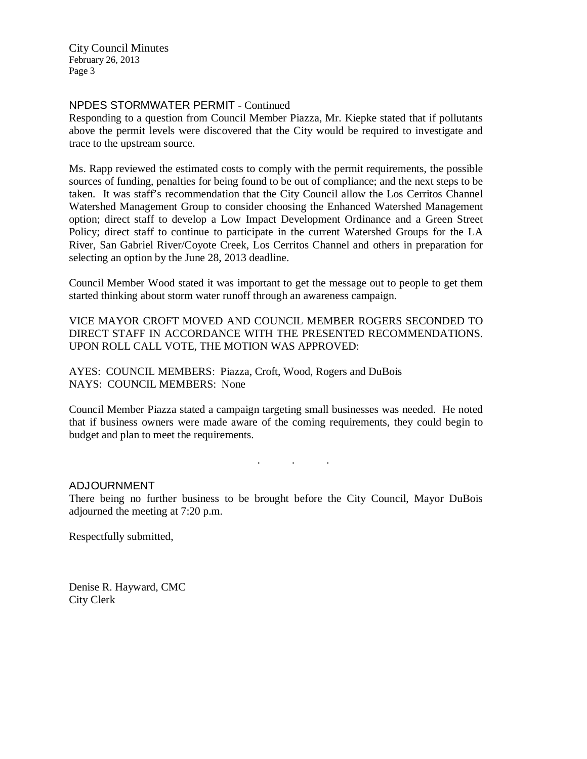## NPDES STORMWATER PERMIT - Continued

Responding to a question from Council Member Piazza, Mr. Kiepke stated that if pollutants above the permit levels were discovered that the City would be required to investigate and trace to the upstream source.

Ms. Rapp reviewed the estimated costs to comply with the permit requirements, the possible sources of funding, penalties for being found to be out of compliance; and the next steps to be taken. It was staff's recommendation that the City Council allow the Los Cerritos Channel Watershed Management Group to consider choosing the Enhanced Watershed Management option; direct staff to develop a Low Impact Development Ordinance and a Green Street Policy; direct staff to continue to participate in the current Watershed Groups for the LA River, San Gabriel River/Coyote Creek, Los Cerritos Channel and others in preparation for selecting an option by the June 28, 2013 deadline.

Council Member Wood stated it was important to get the message out to people to get them started thinking about storm water runoff through an awareness campaign.

VICE MAYOR CROFT MOVED AND COUNCIL MEMBER ROGERS SECONDED TO DIRECT STAFF IN ACCORDANCE WITH THE PRESENTED RECOMMENDATIONS. UPON ROLL CALL VOTE, THE MOTION WAS APPROVED:

AYES: COUNCIL MEMBERS: Piazza, Croft, Wood, Rogers and DuBois
NAYS: COUNCIL MEMBERS: None

Council Member Piazza stated a campaign targeting small businesses was needed. He noted that if business owners were made aware of the coming requirements, they could begin to budget and plan to meet the requirements.

. . .

## ADJOURNMENT

There being no further business to be brought before the City Council, Mayor DuBois adjourned the meeting at 7:20 p.m.

Respectfully submitted,

Denise R. Hayward, CMC
City Clerk